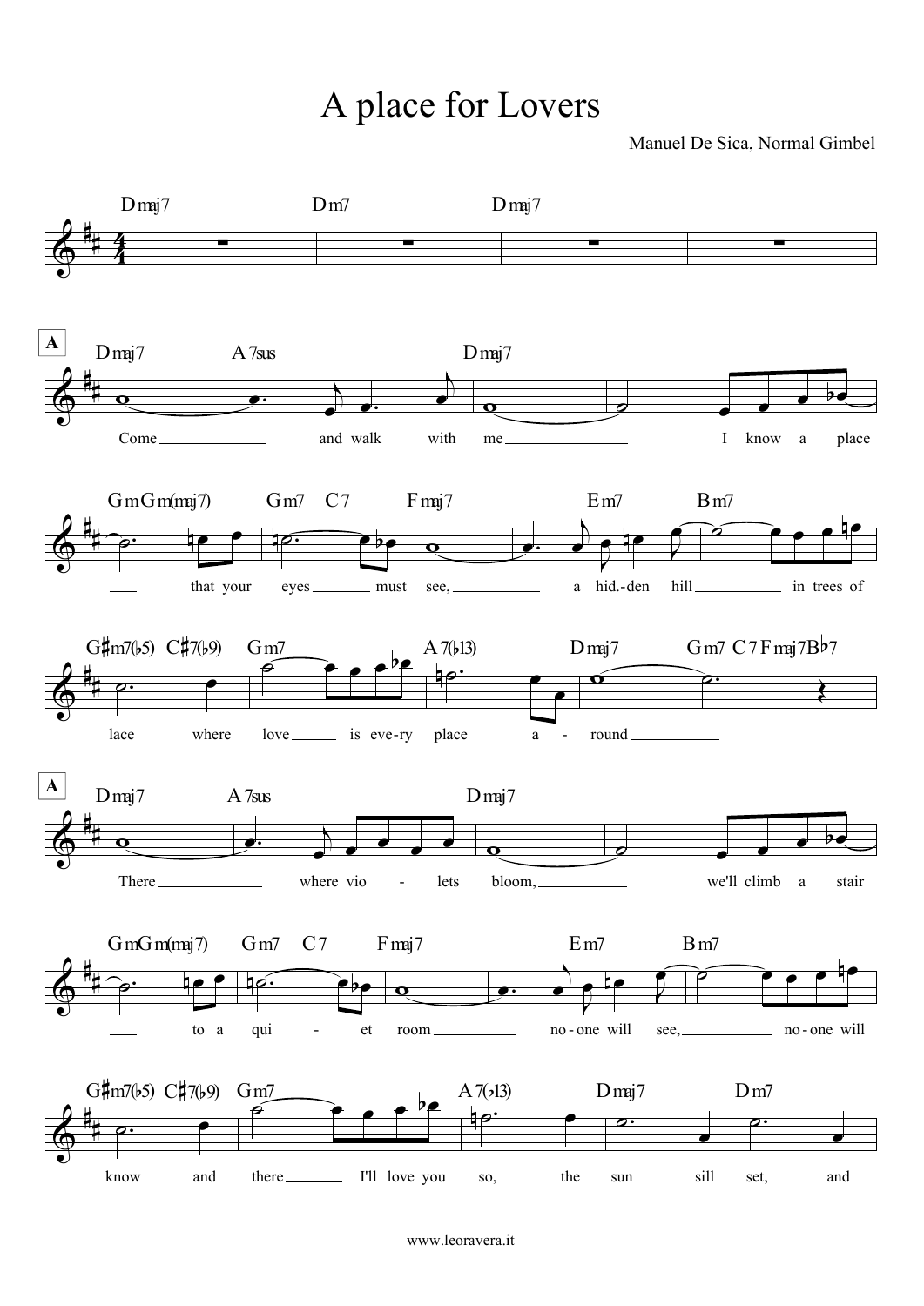# A place for Lovers

Manuel De Sica, Normal Gimbel

Dmaj7 | Dm7 | Dmaj7 |

**A**

Dmaj7 A7sus Dmaj7

Come ___ and walk with me ___ I know a place

Gm Gm(maj7) Gm7 C7 Fmaj7 Em7 Bm7

___ that your eyes ___ must see, ___ a hid.-den hill ___ in trees of

G♯m7(♭5) C♯7(♭9) Gm7 A7(♭13) Dmaj7 Gm7 C7 Fmaj7 B♭7

lace where love ___ is eve-ry place a - round ___

**A**

Dmaj7 A7sus Dmaj7

There ___ where vio - lets bloom, ___ we'll climb a stair

Gm Gm(maj7) Gm7 C7 Fmaj7 Em7 Bm7

___ to a qui - et room ___ no-one will see, ___ no-one will

G♯m7(♭5) C♯7(♭9) Gm7 A7(♭13) Dmaj7 Dm7

know and there ___ I'll love you so, the sun sill set, and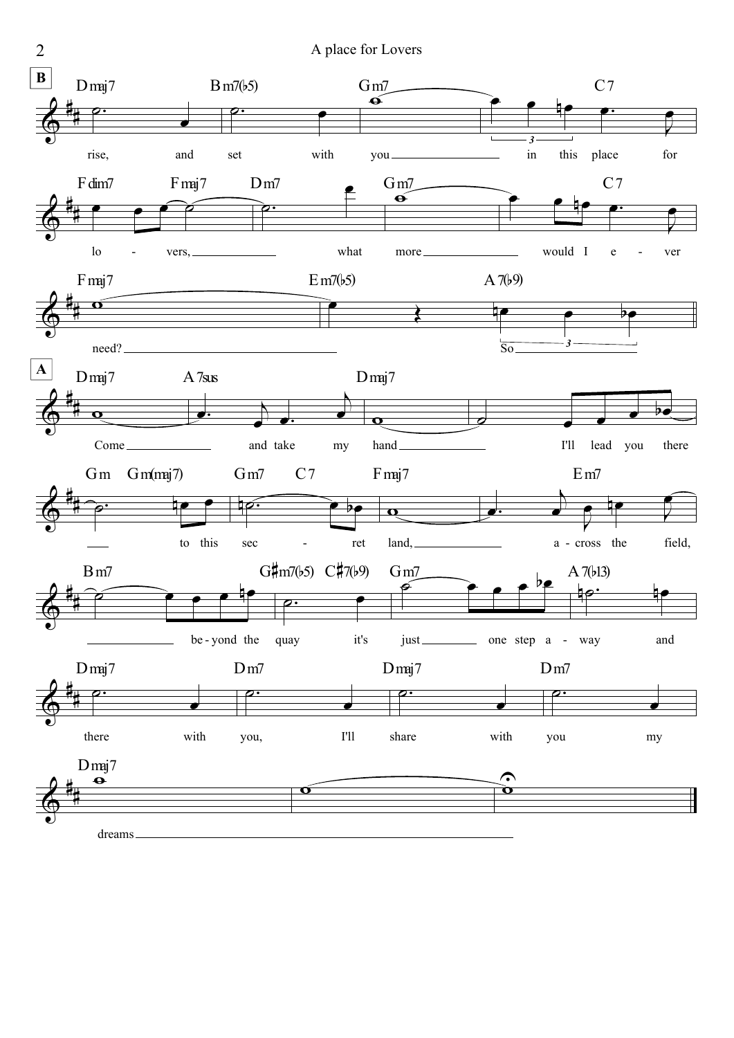**B**

Dmaj7 Bm7(♭5) Gm7 C7

rise, and set with you in this place for

Fdim7 Fmaj7 Dm7 Gm7 C7

lo - vers, what more would I e - ver

Fmaj7 Em7(♭5) A7(♭9)

need? So

**A**

Dmaj7 A7sus Dmaj7

Come and take my hand I'll lead you there

Gm Gm(maj7) Gm7 C7 Fmaj7 Em7

to this sec - ret land, a - cross the field,

Bm7 G♯m7(♭5) C♯7(♭9) Gm7 A7(♭13)

be - yond the quay it's just one step a - way and

Dmaj7 Dm7 Dmaj7 Dm7

there with you, I'll share with you my

Dmaj7

dreams